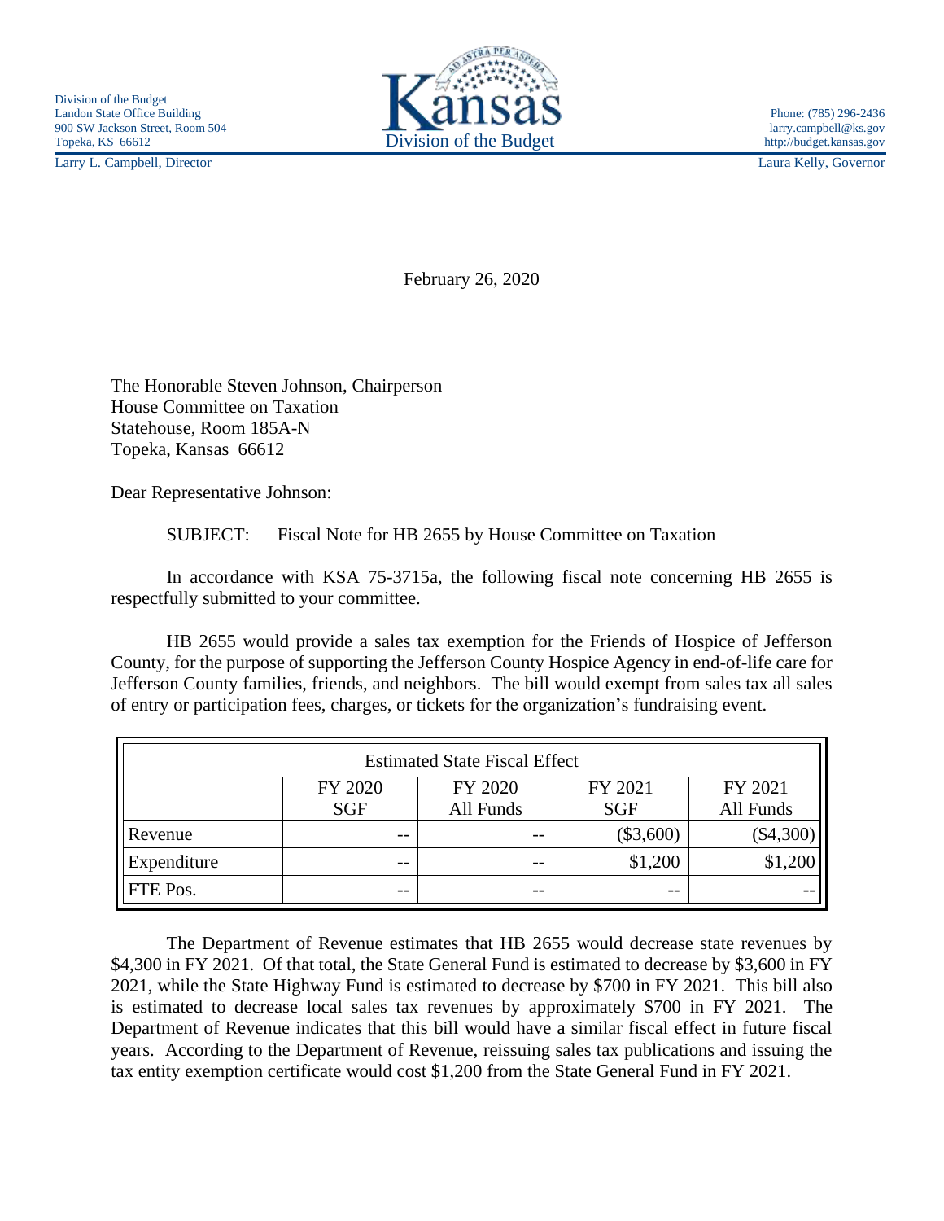Division of the Budget
Landon State Office Building
900 SW Jackson Street, Room 504
Topeka, KS 66612
Larry L. Campbell, Director

Kansas
Division of the Budget

Phone: (785) 296-2436
larry.campbell@ks.gov
http://budget.kansas.gov
Laura Kelly, Governor

February 26, 2020

The Honorable Steven Johnson, Chairperson
House Committee on Taxation
Statehouse, Room 185A-N
Topeka, Kansas 66612

Dear Representative Johnson:

SUBJECT: Fiscal Note for HB 2655 by House Committee on Taxation

In accordance with KSA 75-3715a, the following fiscal note concerning HB 2655 is respectfully submitted to your committee.

HB 2655 would provide a sales tax exemption for the Friends of Hospice of Jefferson County, for the purpose of supporting the Jefferson County Hospice Agency in end-of-life care for Jefferson County families, friends, and neighbors. The bill would exempt from sales tax all sales of entry or participation fees, charges, or tickets for the organization's fundraising event.

| Estimated State Fiscal Effect | | | | |
|---|---|---|---|---|
| | FY 2020 SGF | FY 2020 All Funds | FY 2021 SGF | FY 2021 All Funds |
| Revenue | -- | -- | ($3,600) | ($4,300) |
| Expenditure | -- | -- | $1,200 | $1,200 |
| FTE Pos. | -- | -- | -- | -- |

The Department of Revenue estimates that HB 2655 would decrease state revenues by $4,300 in FY 2021. Of that total, the State General Fund is estimated to decrease by $3,600 in FY 2021, while the State Highway Fund is estimated to decrease by $700 in FY 2021. This bill also is estimated to decrease local sales tax revenues by approximately $700 in FY 2021. The Department of Revenue indicates that this bill would have a similar fiscal effect in future fiscal years. According to the Department of Revenue, reissuing sales tax publications and issuing the tax entity exemption certificate would cost $1,200 from the State General Fund in FY 2021.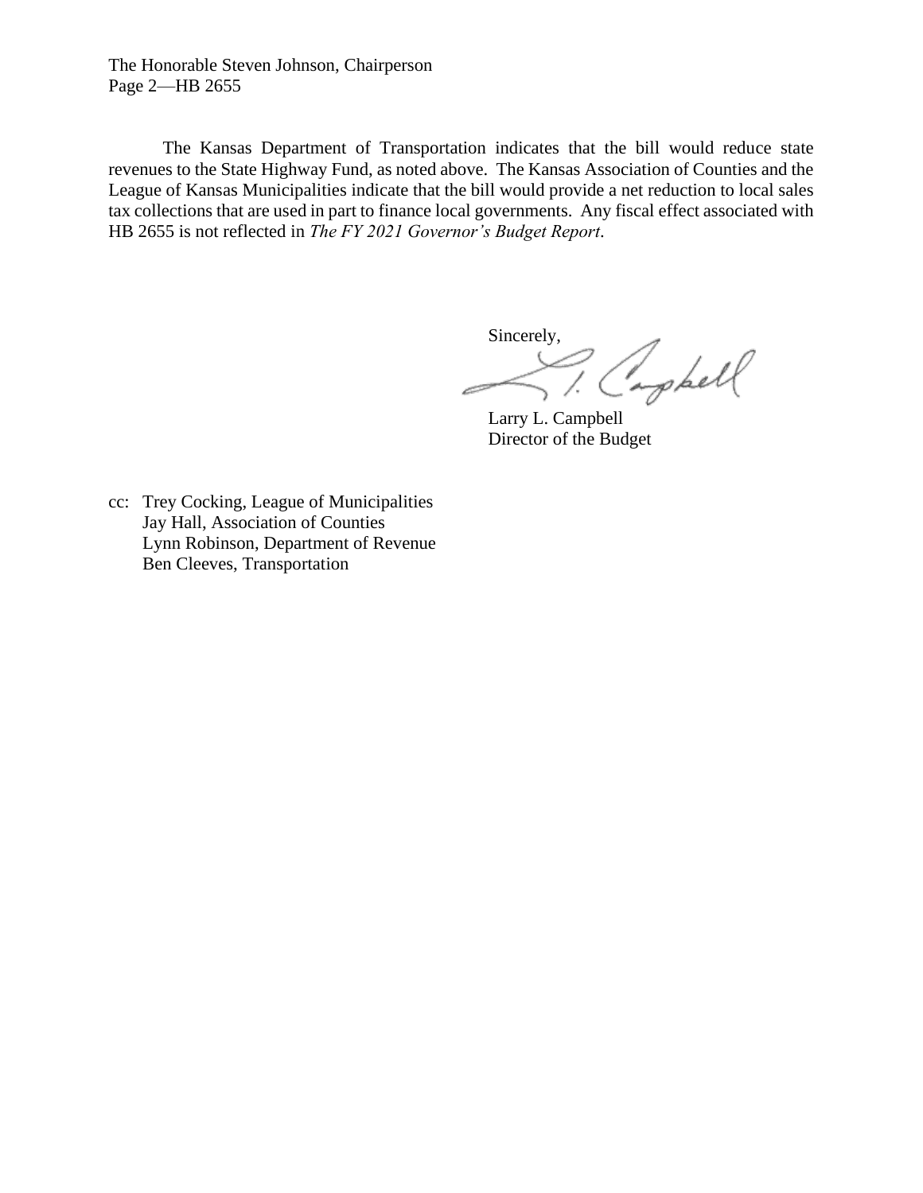The Kansas Department of Transportation indicates that the bill would reduce state revenues to the State Highway Fund, as noted above. The Kansas Association of Counties and the League of Kansas Municipalities indicate that the bill would provide a net reduction to local sales tax collections that are used in part to finance local governments. Any fiscal effect associated with HB 2655 is not reflected in *The FY 2021 Governor's Budget Report*.

Sincerely,

Larry L. Campbell
Director of the Budget

cc: Trey Cocking, League of Municipalities
Jay Hall, Association of Counties
Lynn Robinson, Department of Revenue
Ben Cleeves, Transportation